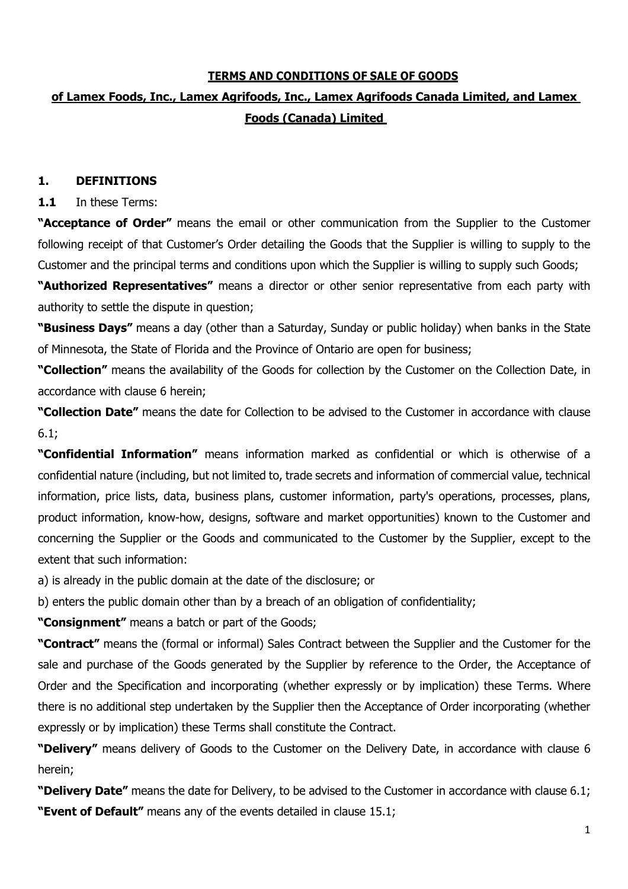# TERMS AND CONDITIONS OF SALE OF GOODS

## of Lamex Foods, Inc., Lamex Agrifoods, Inc., Lamex Agrifoods Canada Limited, and Lamex Foods (Canada) Limited

### 1. DEFINITIONS

**1.1** In these Terms:

**"Acceptance of Order"** means the email or other communication from the Supplier to the Customer following receipt of that Customer's Order detailing the Goods that the Supplier is willing to supply to the Customer and the principal terms and conditions upon which the Supplier is willing to supply such Goods;

**"Authorized Representatives"** means a director or other senior representative from each party with authority to settle the dispute in question;

**"Business Days"** means a day (other than a Saturday, Sunday or public holiday) when banks in the State of Minnesota, the State of Florida and the Province of Ontario are open for business;

**"Collection"** means the availability of the Goods for collection by the Customer on the Collection Date, in accordance with clause 6 herein;

**"Collection Date"** means the date for Collection to be advised to the Customer in accordance with clause 6.1;

**"Confidential Information"** means information marked as confidential or which is otherwise of a confidential nature (including, but not limited to, trade secrets and information of commercial value, technical information, price lists, data, business plans, customer information, party's operations, processes, plans, product information, know-how, designs, software and market opportunities) known to the Customer and concerning the Supplier or the Goods and communicated to the Customer by the Supplier, except to the extent that such information:

a) is already in the public domain at the date of the disclosure; or

b) enters the public domain other than by a breach of an obligation of confidentiality;

**"Consignment"** means a batch or part of the Goods;

**"Contract"** means the (formal or informal) Sales Contract between the Supplier and the Customer for the sale and purchase of the Goods generated by the Supplier by reference to the Order, the Acceptance of Order and the Specification and incorporating (whether expressly or by implication) these Terms. Where there is no additional step undertaken by the Supplier then the Acceptance of Order incorporating (whether expressly or by implication) these Terms shall constitute the Contract.

**"Delivery"** means delivery of Goods to the Customer on the Delivery Date, in accordance with clause 6 herein;

**"Delivery Date"** means the date for Delivery, to be advised to the Customer in accordance with clause 6.1;

**"Event of Default"** means any of the events detailed in clause 15.1;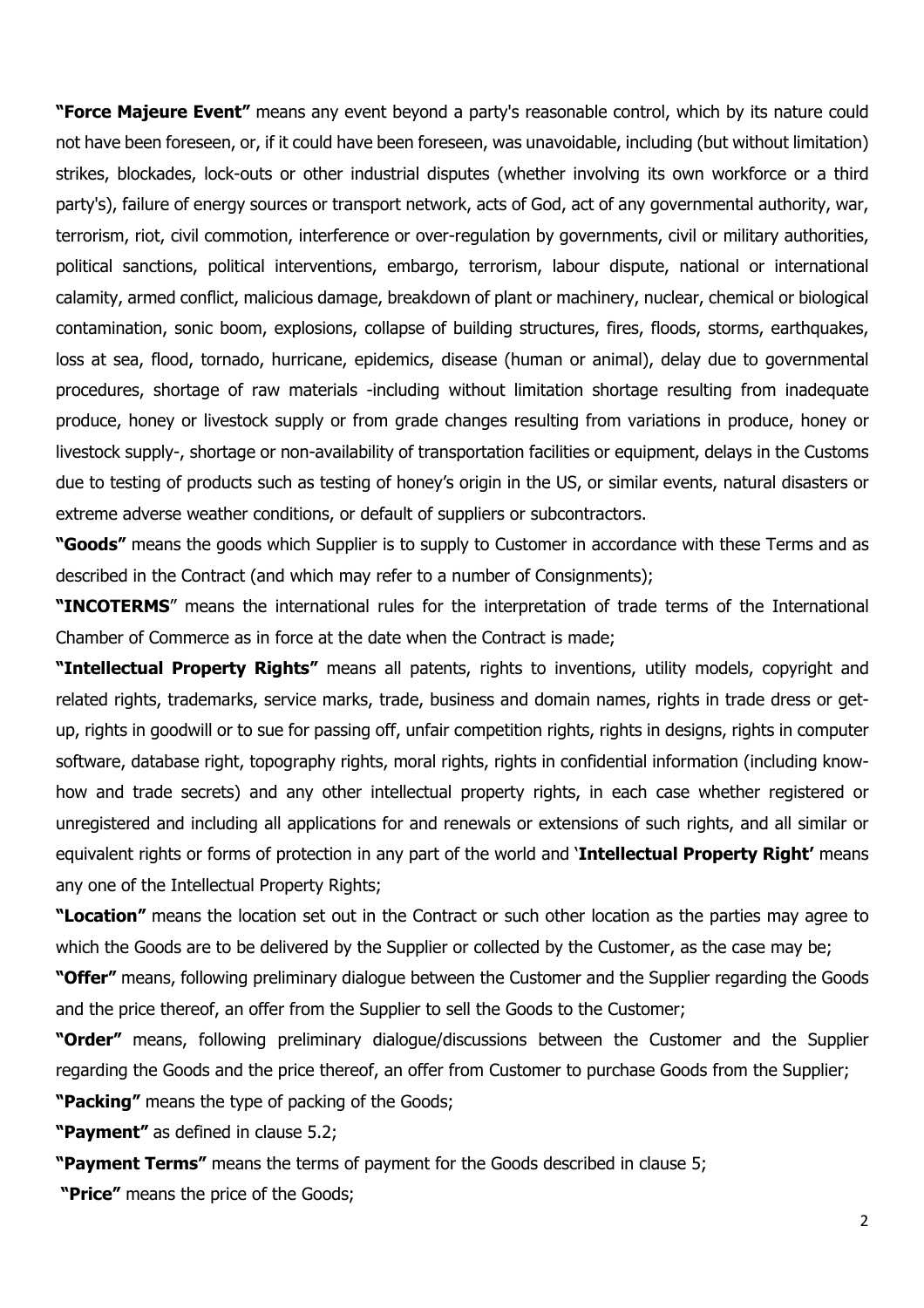**"Force Majeure Event"** means any event beyond a party's reasonable control, which by its nature could not have been foreseen, or, if it could have been foreseen, was unavoidable, including (but without limitation) strikes, blockades, lock-outs or other industrial disputes (whether involving its own workforce or a third party's), failure of energy sources or transport network, acts of God, act of any governmental authority, war, terrorism, riot, civil commotion, interference or over-regulation by governments, civil or military authorities, political sanctions, political interventions, embargo, terrorism, labour dispute, national or international calamity, armed conflict, malicious damage, breakdown of plant or machinery, nuclear, chemical or biological contamination, sonic boom, explosions, collapse of building structures, fires, floods, storms, earthquakes, loss at sea, flood, tornado, hurricane, epidemics, disease (human or animal), delay due to governmental procedures, shortage of raw materials -including without limitation shortage resulting from inadequate produce, honey or livestock supply or from grade changes resulting from variations in produce, honey or livestock supply-, shortage or non-availability of transportation facilities or equipment, delays in the Customs due to testing of products such as testing of honey's origin in the US, or similar events, natural disasters or extreme adverse weather conditions, or default of suppliers or subcontractors.

**"Goods"** means the goods which Supplier is to supply to Customer in accordance with these Terms and as described in the Contract (and which may refer to a number of Consignments);

**"INCOTERMS"** means the international rules for the interpretation of trade terms of the International Chamber of Commerce as in force at the date when the Contract is made;

**"Intellectual Property Rights"** means all patents, rights to inventions, utility models, copyright and related rights, trademarks, service marks, trade, business and domain names, rights in trade dress or get-up, rights in goodwill or to sue for passing off, unfair competition rights, rights in designs, rights in computer software, database right, topography rights, moral rights, rights in confidential information (including know-how and trade secrets) and any other intellectual property rights, in each case whether registered or unregistered and including all applications for and renewals or extensions of such rights, and all similar or equivalent rights or forms of protection in any part of the world and '**Intellectual Property Right'** means any one of the Intellectual Property Rights;

**"Location"** means the location set out in the Contract or such other location as the parties may agree to which the Goods are to be delivered by the Supplier or collected by the Customer, as the case may be;

**"Offer"** means, following preliminary dialogue between the Customer and the Supplier regarding the Goods and the price thereof, an offer from the Supplier to sell the Goods to the Customer;

**"Order"** means, following preliminary dialogue/discussions between the Customer and the Supplier regarding the Goods and the price thereof, an offer from Customer to purchase Goods from the Supplier;

**"Packing"** means the type of packing of the Goods;

**"Payment"** as defined in clause 5.2;

**"Payment Terms"** means the terms of payment for the Goods described in clause 5;

**"Price"** means the price of the Goods;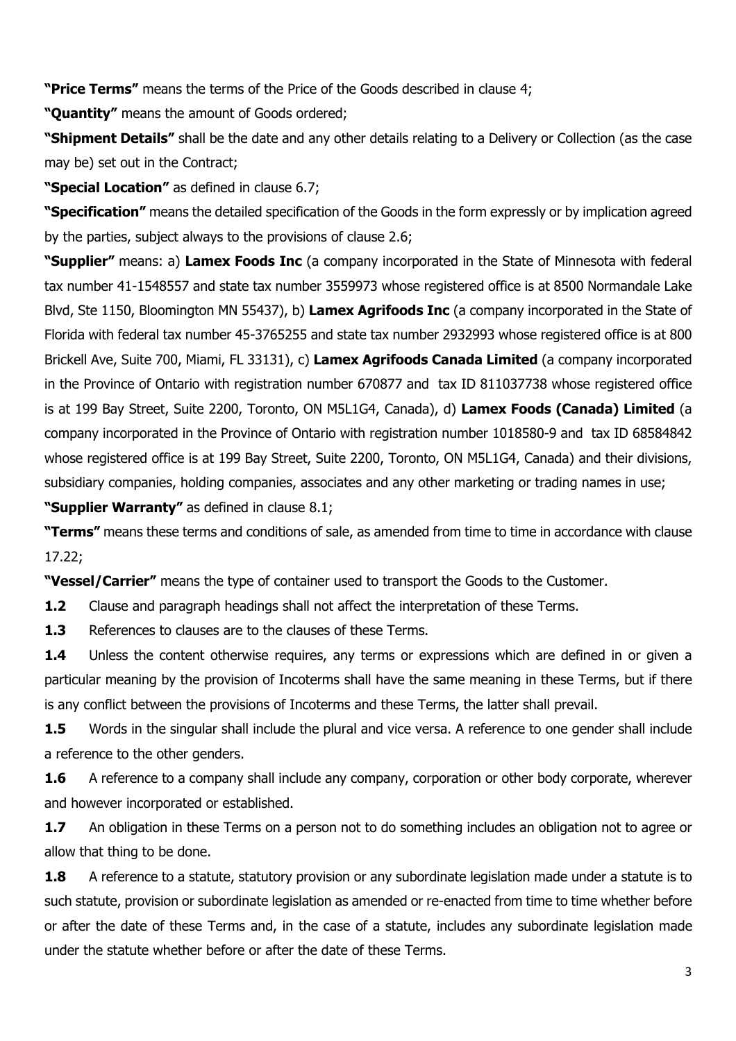**"Price Terms"** means the terms of the Price of the Goods described in clause 4;

**"Quantity"** means the amount of Goods ordered;

**"Shipment Details"** shall be the date and any other details relating to a Delivery or Collection (as the case may be) set out in the Contract;

**"Special Location"** as defined in clause 6.7;

**"Specification"** means the detailed specification of the Goods in the form expressly or by implication agreed by the parties, subject always to the provisions of clause 2.6;

**"Supplier"** means: a) **Lamex Foods Inc** (a company incorporated in the State of Minnesota with federal tax number 41-1548557 and state tax number 3559973 whose registered office is at 8500 Normandale Lake Blvd, Ste 1150, Bloomington MN 55437), b) **Lamex Agrifoods Inc** (a company incorporated in the State of Florida with federal tax number 45-3765255 and state tax number 2932993 whose registered office is at 800 Brickell Ave, Suite 700, Miami, FL 33131), c) **Lamex Agrifoods Canada Limited** (a company incorporated in the Province of Ontario with registration number 670877 and tax ID 811037738 whose registered office is at 199 Bay Street, Suite 2200, Toronto, ON M5L1G4, Canada), d) **Lamex Foods (Canada) Limited** (a company incorporated in the Province of Ontario with registration number 1018580-9 and tax ID 68584842 whose registered office is at 199 Bay Street, Suite 2200, Toronto, ON M5L1G4, Canada) and their divisions, subsidiary companies, holding companies, associates and any other marketing or trading names in use;

**"Supplier Warranty"** as defined in clause 8.1;

**"Terms"** means these terms and conditions of sale, as amended from time to time in accordance with clause 17.22;

**"Vessel/Carrier"** means the type of container used to transport the Goods to the Customer.

**1.2** Clause and paragraph headings shall not affect the interpretation of these Terms.

**1.3** References to clauses are to the clauses of these Terms.

**1.4** Unless the content otherwise requires, any terms or expressions which are defined in or given a particular meaning by the provision of Incoterms shall have the same meaning in these Terms, but if there is any conflict between the provisions of Incoterms and these Terms, the latter shall prevail.

**1.5** Words in the singular shall include the plural and vice versa. A reference to one gender shall include a reference to the other genders.

**1.6** A reference to a company shall include any company, corporation or other body corporate, wherever and however incorporated or established.

**1.7** An obligation in these Terms on a person not to do something includes an obligation not to agree or allow that thing to be done.

**1.8** A reference to a statute, statutory provision or any subordinate legislation made under a statute is to such statute, provision or subordinate legislation as amended or re-enacted from time to time whether before or after the date of these Terms and, in the case of a statute, includes any subordinate legislation made under the statute whether before or after the date of these Terms.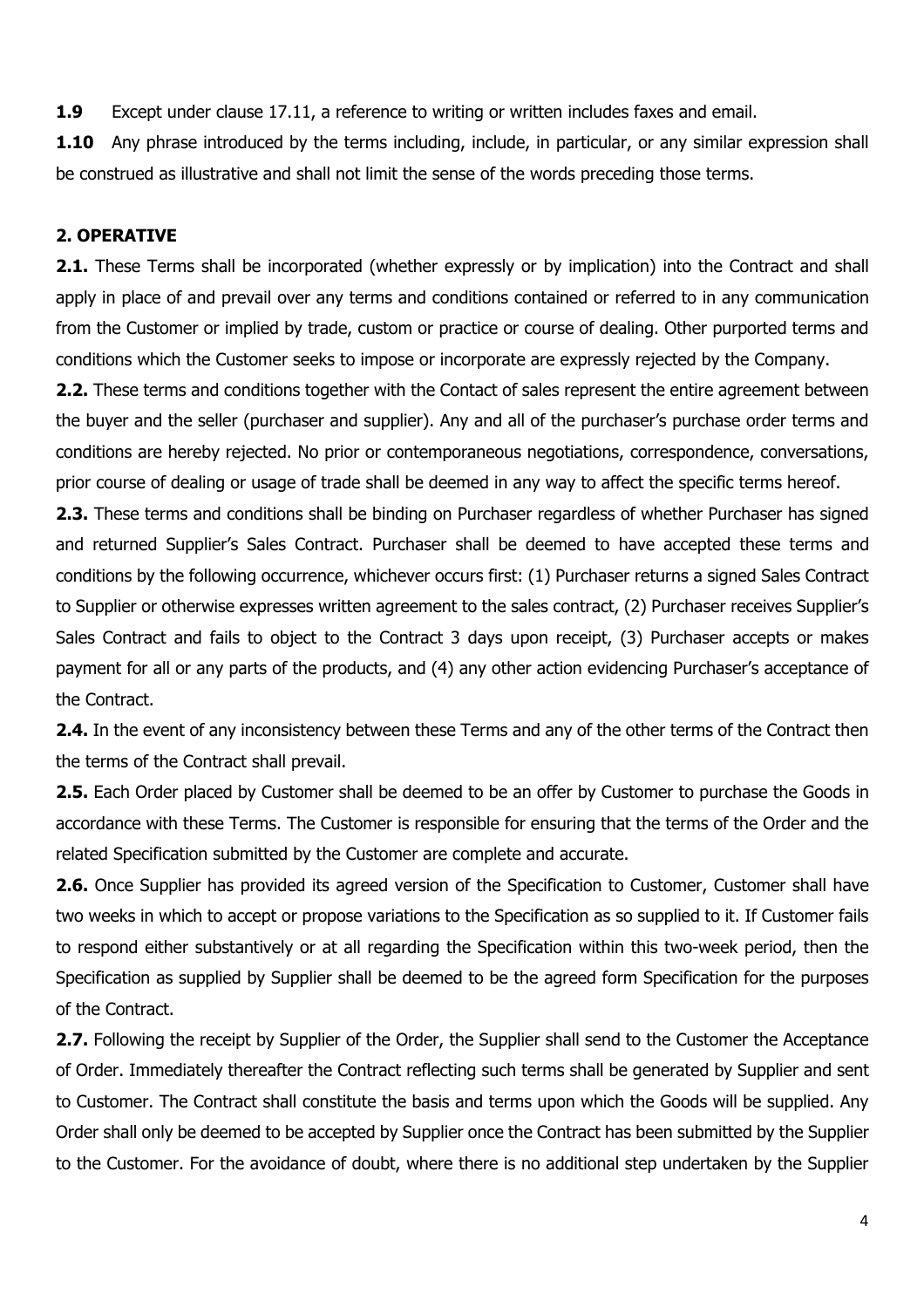**1.9** Except under clause 17.11, a reference to writing or written includes faxes and email.

**1.10** Any phrase introduced by the terms including, include, in particular, or any similar expression shall be construed as illustrative and shall not limit the sense of the words preceding those terms.

## 2. OPERATIVE

**2.1.** These Terms shall be incorporated (whether expressly or by implication) into the Contract and shall apply in place of and prevail over any terms and conditions contained or referred to in any communication from the Customer or implied by trade, custom or practice or course of dealing. Other purported terms and conditions which the Customer seeks to impose or incorporate are expressly rejected by the Company.

**2.2.** These terms and conditions together with the Contact of sales represent the entire agreement between the buyer and the seller (purchaser and supplier). Any and all of the purchaser's purchase order terms and conditions are hereby rejected. No prior or contemporaneous negotiations, correspondence, conversations, prior course of dealing or usage of trade shall be deemed in any way to affect the specific terms hereof.

**2.3.** These terms and conditions shall be binding on Purchaser regardless of whether Purchaser has signed and returned Supplier's Sales Contract. Purchaser shall be deemed to have accepted these terms and conditions by the following occurrence, whichever occurs first: (1) Purchaser returns a signed Sales Contract to Supplier or otherwise expresses written agreement to the sales contract, (2) Purchaser receives Supplier's Sales Contract and fails to object to the Contract 3 days upon receipt, (3) Purchaser accepts or makes payment for all or any parts of the products, and (4) any other action evidencing Purchaser's acceptance of the Contract.

**2.4.** In the event of any inconsistency between these Terms and any of the other terms of the Contract then the terms of the Contract shall prevail.

**2.5.** Each Order placed by Customer shall be deemed to be an offer by Customer to purchase the Goods in accordance with these Terms. The Customer is responsible for ensuring that the terms of the Order and the related Specification submitted by the Customer are complete and accurate.

**2.6.** Once Supplier has provided its agreed version of the Specification to Customer, Customer shall have two weeks in which to accept or propose variations to the Specification as so supplied to it. If Customer fails to respond either substantively or at all regarding the Specification within this two-week period, then the Specification as supplied by Supplier shall be deemed to be the agreed form Specification for the purposes of the Contract.

**2.7.** Following the receipt by Supplier of the Order, the Supplier shall send to the Customer the Acceptance of Order. Immediately thereafter the Contract reflecting such terms shall be generated by Supplier and sent to Customer. The Contract shall constitute the basis and terms upon which the Goods will be supplied. Any Order shall only be deemed to be accepted by Supplier once the Contract has been submitted by the Supplier to the Customer. For the avoidance of doubt, where there is no additional step undertaken by the Supplier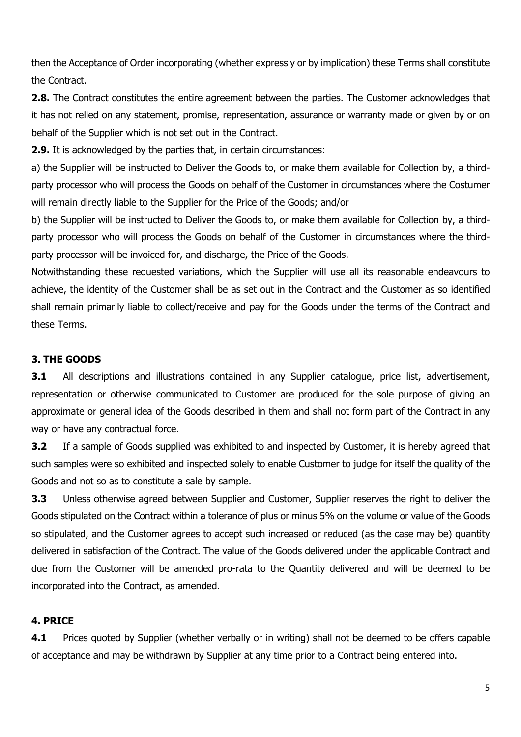then the Acceptance of Order incorporating (whether expressly or by implication) these Terms shall constitute the Contract.

**2.8.** The Contract constitutes the entire agreement between the parties. The Customer acknowledges that it has not relied on any statement, promise, representation, assurance or warranty made or given by or on behalf of the Supplier which is not set out in the Contract.

**2.9.** It is acknowledged by the parties that, in certain circumstances:

a) the Supplier will be instructed to Deliver the Goods to, or make them available for Collection by, a third-party processor who will process the Goods on behalf of the Customer in circumstances where the Costumer will remain directly liable to the Supplier for the Price of the Goods; and/or

b) the Supplier will be instructed to Deliver the Goods to, or make them available for Collection by, a third-party processor who will process the Goods on behalf of the Customer in circumstances where the third-party processor will be invoiced for, and discharge, the Price of the Goods.

Notwithstanding these requested variations, which the Supplier will use all its reasonable endeavours to achieve, the identity of the Customer shall be as set out in the Contract and the Customer as so identified shall remain primarily liable to collect/receive and pay for the Goods under the terms of the Contract and these Terms.

## 3. THE GOODS

**3.1** All descriptions and illustrations contained in any Supplier catalogue, price list, advertisement, representation or otherwise communicated to Customer are produced for the sole purpose of giving an approximate or general idea of the Goods described in them and shall not form part of the Contract in any way or have any contractual force.

**3.2** If a sample of Goods supplied was exhibited to and inspected by Customer, it is hereby agreed that such samples were so exhibited and inspected solely to enable Customer to judge for itself the quality of the Goods and not so as to constitute a sale by sample.

**3.3** Unless otherwise agreed between Supplier and Customer, Supplier reserves the right to deliver the Goods stipulated on the Contract within a tolerance of plus or minus 5% on the volume or value of the Goods so stipulated, and the Customer agrees to accept such increased or reduced (as the case may be) quantity delivered in satisfaction of the Contract. The value of the Goods delivered under the applicable Contract and due from the Customer will be amended pro-rata to the Quantity delivered and will be deemed to be incorporated into the Contract, as amended.

## 4. PRICE

**4.1** Prices quoted by Supplier (whether verbally or in writing) shall not be deemed to be offers capable of acceptance and may be withdrawn by Supplier at any time prior to a Contract being entered into.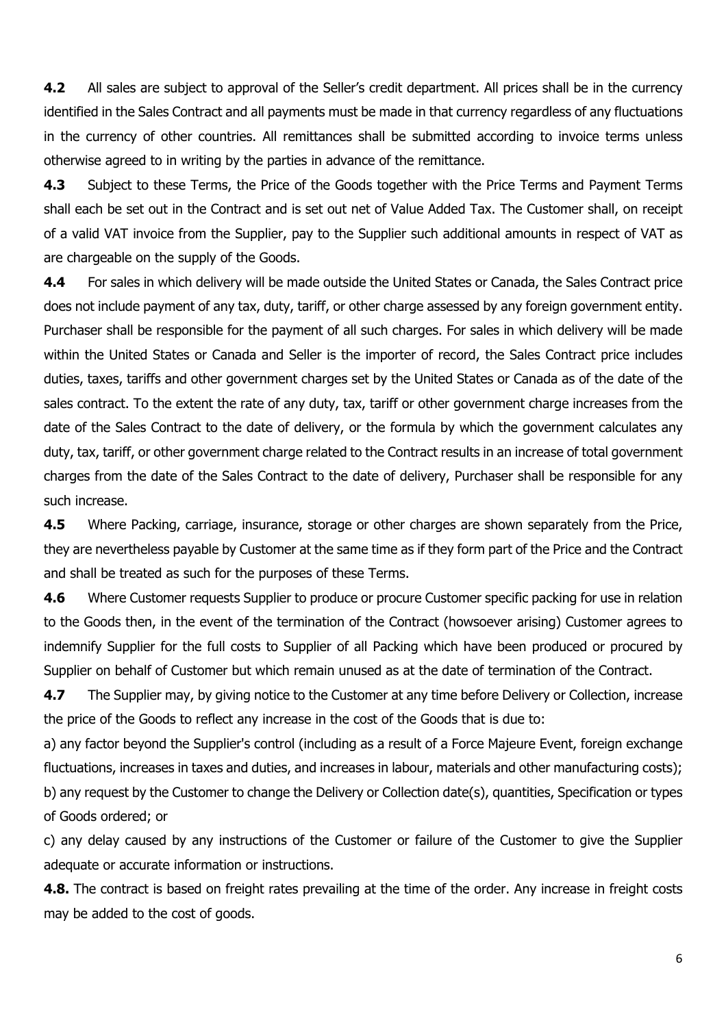**4.2** All sales are subject to approval of the Seller's credit department. All prices shall be in the currency identified in the Sales Contract and all payments must be made in that currency regardless of any fluctuations in the currency of other countries. All remittances shall be submitted according to invoice terms unless otherwise agreed to in writing by the parties in advance of the remittance.

**4.3** Subject to these Terms, the Price of the Goods together with the Price Terms and Payment Terms shall each be set out in the Contract and is set out net of Value Added Tax. The Customer shall, on receipt of a valid VAT invoice from the Supplier, pay to the Supplier such additional amounts in respect of VAT as are chargeable on the supply of the Goods.

**4.4** For sales in which delivery will be made outside the United States or Canada, the Sales Contract price does not include payment of any tax, duty, tariff, or other charge assessed by any foreign government entity. Purchaser shall be responsible for the payment of all such charges. For sales in which delivery will be made within the United States or Canada and Seller is the importer of record, the Sales Contract price includes duties, taxes, tariffs and other government charges set by the United States or Canada as of the date of the sales contract. To the extent the rate of any duty, tax, tariff or other government charge increases from the date of the Sales Contract to the date of delivery, or the formula by which the government calculates any duty, tax, tariff, or other government charge related to the Contract results in an increase of total government charges from the date of the Sales Contract to the date of delivery, Purchaser shall be responsible for any such increase.

**4.5** Where Packing, carriage, insurance, storage or other charges are shown separately from the Price, they are nevertheless payable by Customer at the same time as if they form part of the Price and the Contract and shall be treated as such for the purposes of these Terms.

**4.6** Where Customer requests Supplier to produce or procure Customer specific packing for use in relation to the Goods then, in the event of the termination of the Contract (howsoever arising) Customer agrees to indemnify Supplier for the full costs to Supplier of all Packing which have been produced or procured by Supplier on behalf of Customer but which remain unused as at the date of termination of the Contract.

**4.7** The Supplier may, by giving notice to the Customer at any time before Delivery or Collection, increase the price of the Goods to reflect any increase in the cost of the Goods that is due to:

a) any factor beyond the Supplier's control (including as a result of a Force Majeure Event, foreign exchange fluctuations, increases in taxes and duties, and increases in labour, materials and other manufacturing costs);

b) any request by the Customer to change the Delivery or Collection date(s), quantities, Specification or types of Goods ordered; or

c) any delay caused by any instructions of the Customer or failure of the Customer to give the Supplier adequate or accurate information or instructions.

**4.8.** The contract is based on freight rates prevailing at the time of the order. Any increase in freight costs may be added to the cost of goods.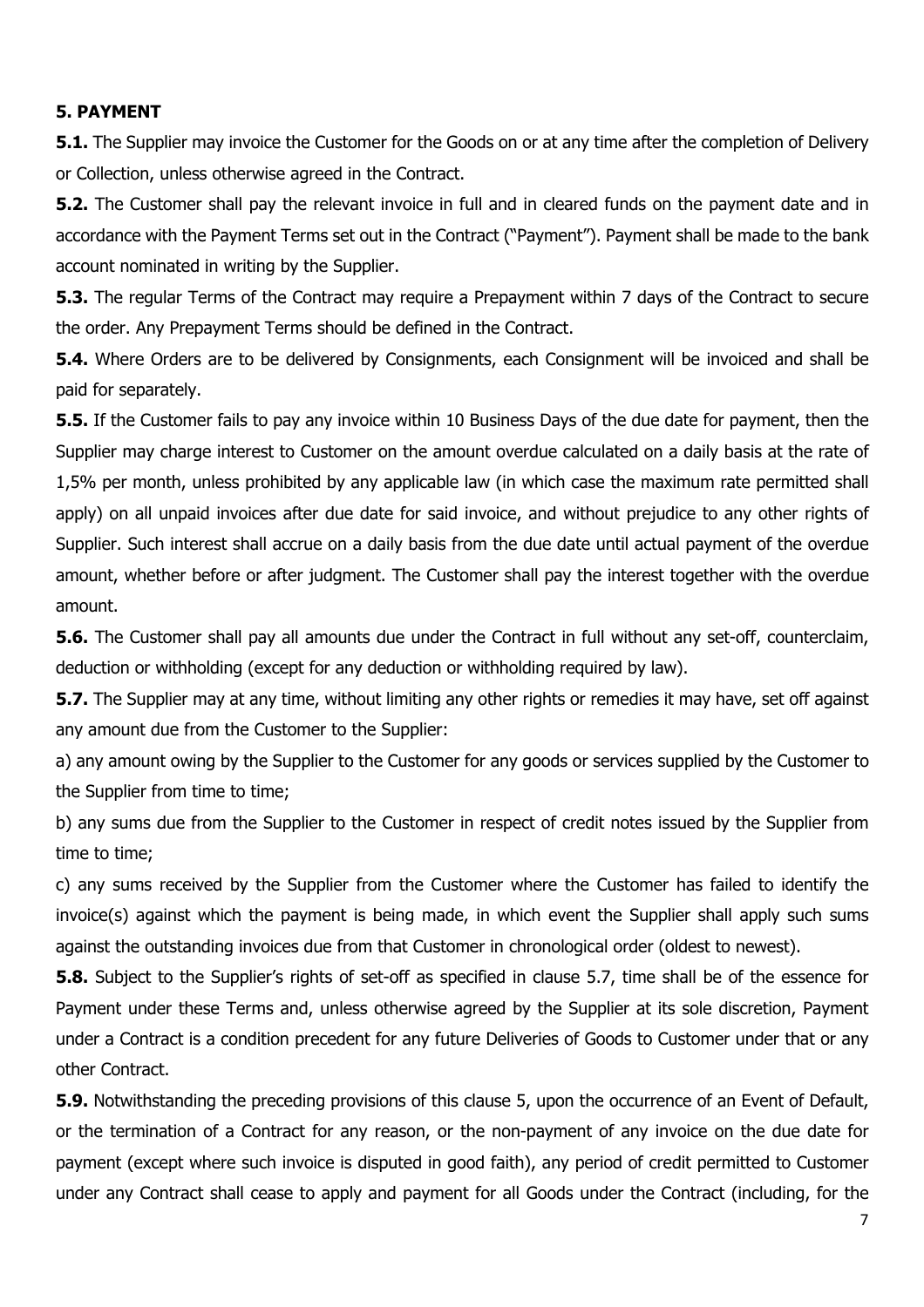## 5. PAYMENT

**5.1.** The Supplier may invoice the Customer for the Goods on or at any time after the completion of Delivery or Collection, unless otherwise agreed in the Contract.

**5.2.** The Customer shall pay the relevant invoice in full and in cleared funds on the payment date and in accordance with the Payment Terms set out in the Contract ("Payment"). Payment shall be made to the bank account nominated in writing by the Supplier.

**5.3.** The regular Terms of the Contract may require a Prepayment within 7 days of the Contract to secure the order. Any Prepayment Terms should be defined in the Contract.

**5.4.** Where Orders are to be delivered by Consignments, each Consignment will be invoiced and shall be paid for separately.

**5.5.** If the Customer fails to pay any invoice within 10 Business Days of the due date for payment, then the Supplier may charge interest to Customer on the amount overdue calculated on a daily basis at the rate of 1,5% per month, unless prohibited by any applicable law (in which case the maximum rate permitted shall apply) on all unpaid invoices after due date for said invoice, and without prejudice to any other rights of Supplier. Such interest shall accrue on a daily basis from the due date until actual payment of the overdue amount, whether before or after judgment. The Customer shall pay the interest together with the overdue amount.

**5.6.** The Customer shall pay all amounts due under the Contract in full without any set-off, counterclaim, deduction or withholding (except for any deduction or withholding required by law).

**5.7.** The Supplier may at any time, without limiting any other rights or remedies it may have, set off against any amount due from the Customer to the Supplier:

a) any amount owing by the Supplier to the Customer for any goods or services supplied by the Customer to the Supplier from time to time;

b) any sums due from the Supplier to the Customer in respect of credit notes issued by the Supplier from time to time;

c) any sums received by the Supplier from the Customer where the Customer has failed to identify the invoice(s) against which the payment is being made, in which event the Supplier shall apply such sums against the outstanding invoices due from that Customer in chronological order (oldest to newest).

**5.8.** Subject to the Supplier's rights of set-off as specified in clause 5.7, time shall be of the essence for Payment under these Terms and, unless otherwise agreed by the Supplier at its sole discretion, Payment under a Contract is a condition precedent for any future Deliveries of Goods to Customer under that or any other Contract.

**5.9.** Notwithstanding the preceding provisions of this clause 5, upon the occurrence of an Event of Default, or the termination of a Contract for any reason, or the non-payment of any invoice on the due date for payment (except where such invoice is disputed in good faith), any period of credit permitted to Customer under any Contract shall cease to apply and payment for all Goods under the Contract (including, for the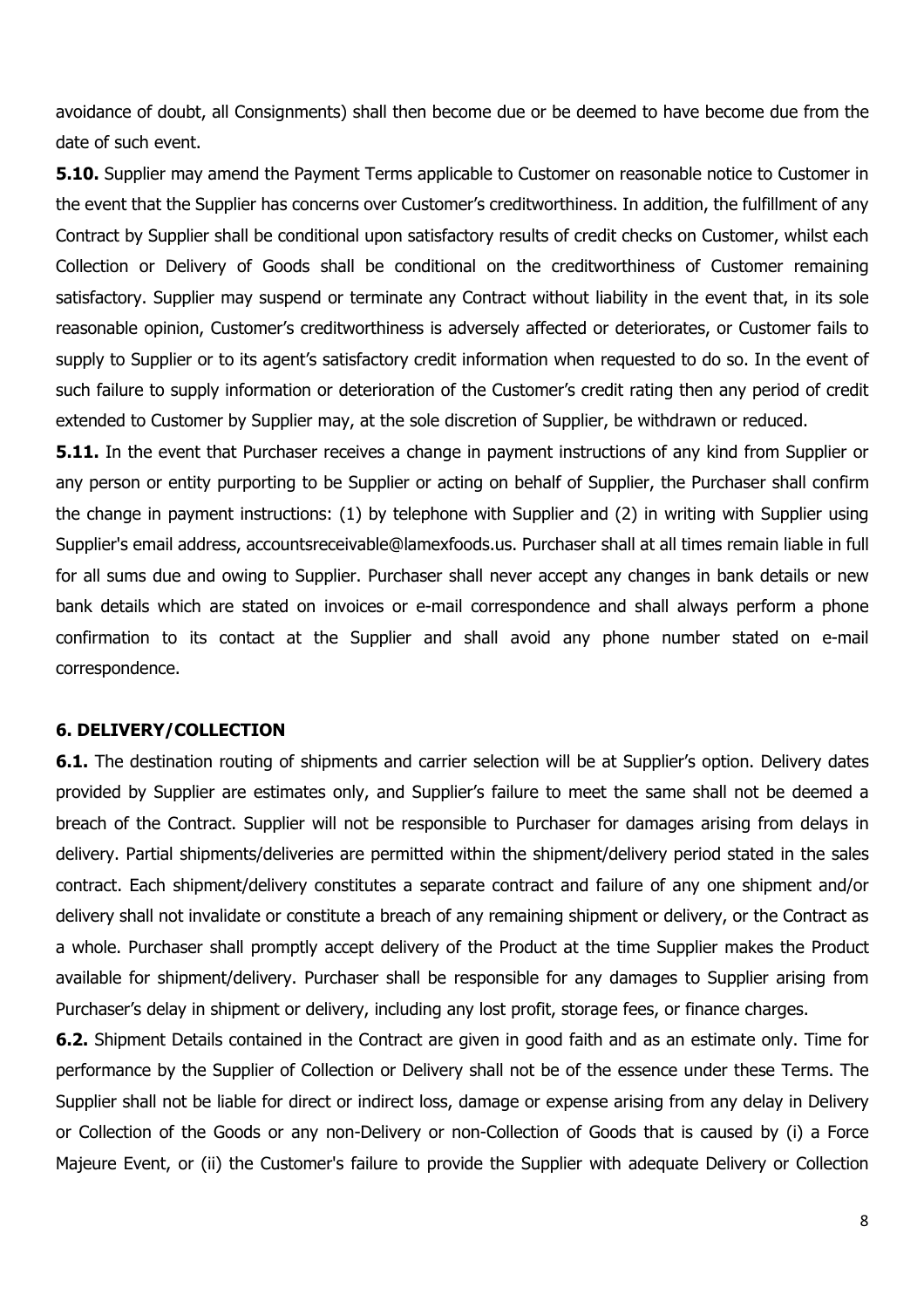avoidance of doubt, all Consignments) shall then become due or be deemed to have become due from the date of such event.

**5.10.** Supplier may amend the Payment Terms applicable to Customer on reasonable notice to Customer in the event that the Supplier has concerns over Customer's creditworthiness. In addition, the fulfillment of any Contract by Supplier shall be conditional upon satisfactory results of credit checks on Customer, whilst each Collection or Delivery of Goods shall be conditional on the creditworthiness of Customer remaining satisfactory. Supplier may suspend or terminate any Contract without liability in the event that, in its sole reasonable opinion, Customer's creditworthiness is adversely affected or deteriorates, or Customer fails to supply to Supplier or to its agent's satisfactory credit information when requested to do so. In the event of such failure to supply information or deterioration of the Customer's credit rating then any period of credit extended to Customer by Supplier may, at the sole discretion of Supplier, be withdrawn or reduced.

**5.11.** In the event that Purchaser receives a change in payment instructions of any kind from Supplier or any person or entity purporting to be Supplier or acting on behalf of Supplier, the Purchaser shall confirm the change in payment instructions: (1) by telephone with Supplier and (2) in writing with Supplier using Supplier's email address, accountsreceivable@lamexfoods.us. Purchaser shall at all times remain liable in full for all sums due and owing to Supplier. Purchaser shall never accept any changes in bank details or new bank details which are stated on invoices or e-mail correspondence and shall always perform a phone confirmation to its contact at the Supplier and shall avoid any phone number stated on e-mail correspondence.

## 6. DELIVERY/COLLECTION

**6.1.** The destination routing of shipments and carrier selection will be at Supplier's option. Delivery dates provided by Supplier are estimates only, and Supplier's failure to meet the same shall not be deemed a breach of the Contract. Supplier will not be responsible to Purchaser for damages arising from delays in delivery. Partial shipments/deliveries are permitted within the shipment/delivery period stated in the sales contract. Each shipment/delivery constitutes a separate contract and failure of any one shipment and/or delivery shall not invalidate or constitute a breach of any remaining shipment or delivery, or the Contract as a whole. Purchaser shall promptly accept delivery of the Product at the time Supplier makes the Product available for shipment/delivery. Purchaser shall be responsible for any damages to Supplier arising from Purchaser's delay in shipment or delivery, including any lost profit, storage fees, or finance charges.

**6.2.** Shipment Details contained in the Contract are given in good faith and as an estimate only. Time for performance by the Supplier of Collection or Delivery shall not be of the essence under these Terms. The Supplier shall not be liable for direct or indirect loss, damage or expense arising from any delay in Delivery or Collection of the Goods or any non-Delivery or non-Collection of Goods that is caused by (i) a Force Majeure Event, or (ii) the Customer's failure to provide the Supplier with adequate Delivery or Collection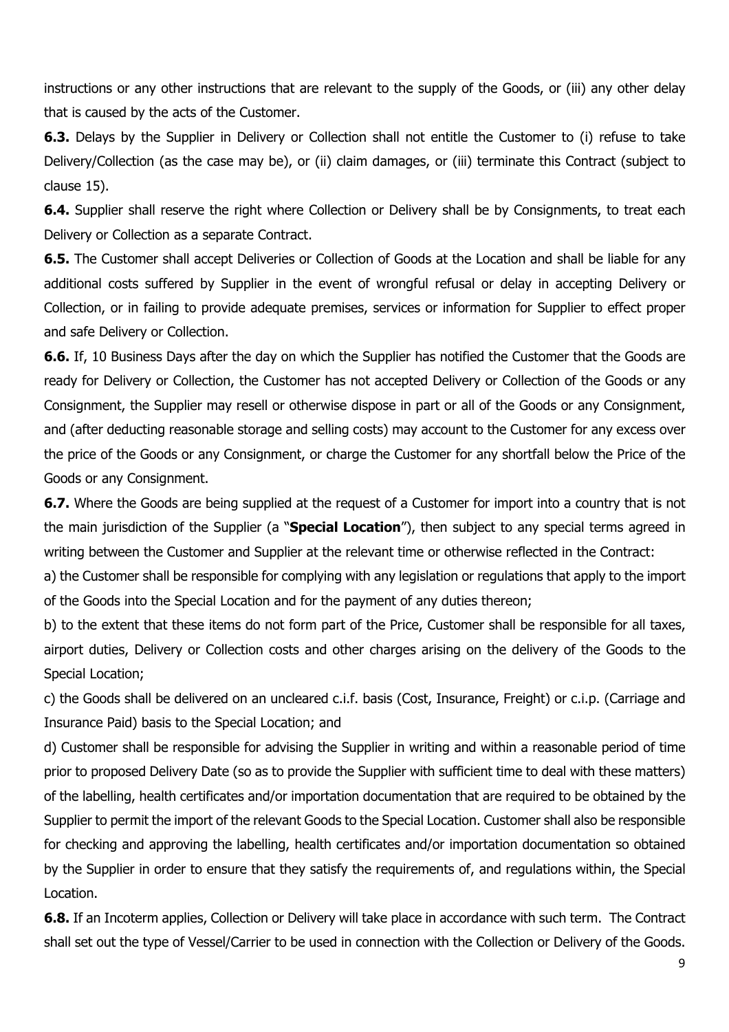instructions or any other instructions that are relevant to the supply of the Goods, or (iii) any other delay that is caused by the acts of the Customer.

**6.3.** Delays by the Supplier in Delivery or Collection shall not entitle the Customer to (i) refuse to take Delivery/Collection (as the case may be), or (ii) claim damages, or (iii) terminate this Contract (subject to clause 15).

**6.4.** Supplier shall reserve the right where Collection or Delivery shall be by Consignments, to treat each Delivery or Collection as a separate Contract.

**6.5.** The Customer shall accept Deliveries or Collection of Goods at the Location and shall be liable for any additional costs suffered by Supplier in the event of wrongful refusal or delay in accepting Delivery or Collection, or in failing to provide adequate premises, services or information for Supplier to effect proper and safe Delivery or Collection.

**6.6.** If, 10 Business Days after the day on which the Supplier has notified the Customer that the Goods are ready for Delivery or Collection, the Customer has not accepted Delivery or Collection of the Goods or any Consignment, the Supplier may resell or otherwise dispose in part or all of the Goods or any Consignment, and (after deducting reasonable storage and selling costs) may account to the Customer for any excess over the price of the Goods or any Consignment, or charge the Customer for any shortfall below the Price of the Goods or any Consignment.

**6.7.** Where the Goods are being supplied at the request of a Customer for import into a country that is not the main jurisdiction of the Supplier (a "**Special Location**"), then subject to any special terms agreed in writing between the Customer and Supplier at the relevant time or otherwise reflected in the Contract:

a) the Customer shall be responsible for complying with any legislation or regulations that apply to the import of the Goods into the Special Location and for the payment of any duties thereon;

b) to the extent that these items do not form part of the Price, Customer shall be responsible for all taxes, airport duties, Delivery or Collection costs and other charges arising on the delivery of the Goods to the Special Location;

c) the Goods shall be delivered on an uncleared c.i.f. basis (Cost, Insurance, Freight) or c.i.p. (Carriage and Insurance Paid) basis to the Special Location; and

d) Customer shall be responsible for advising the Supplier in writing and within a reasonable period of time prior to proposed Delivery Date (so as to provide the Supplier with sufficient time to deal with these matters) of the labelling, health certificates and/or importation documentation that are required to be obtained by the Supplier to permit the import of the relevant Goods to the Special Location. Customer shall also be responsible for checking and approving the labelling, health certificates and/or importation documentation so obtained by the Supplier in order to ensure that they satisfy the requirements of, and regulations within, the Special Location.

**6.8.** If an Incoterm applies, Collection or Delivery will take place in accordance with such term. The Contract shall set out the type of Vessel/Carrier to be used in connection with the Collection or Delivery of the Goods.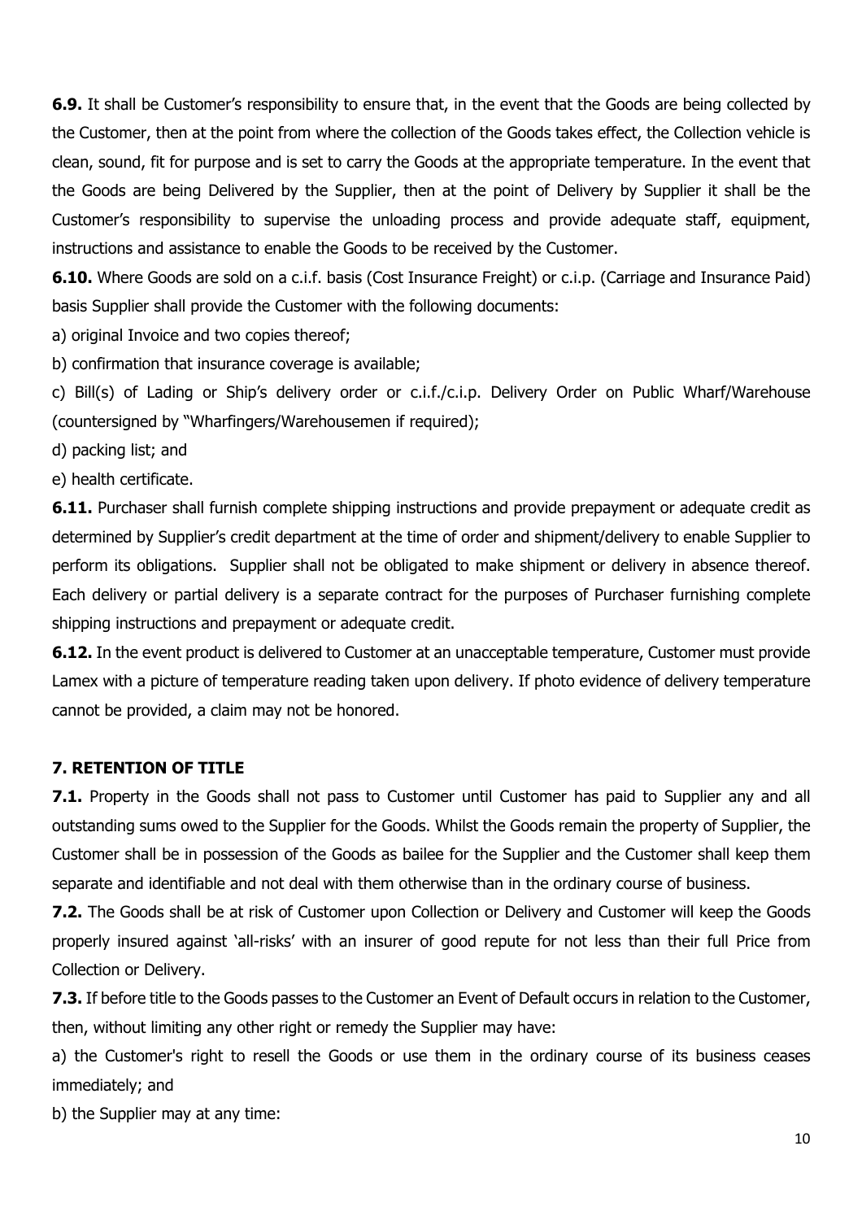**6.9.** It shall be Customer's responsibility to ensure that, in the event that the Goods are being collected by the Customer, then at the point from where the collection of the Goods takes effect, the Collection vehicle is clean, sound, fit for purpose and is set to carry the Goods at the appropriate temperature. In the event that the Goods are being Delivered by the Supplier, then at the point of Delivery by Supplier it shall be the Customer's responsibility to supervise the unloading process and provide adequate staff, equipment, instructions and assistance to enable the Goods to be received by the Customer.

**6.10.** Where Goods are sold on a c.i.f. basis (Cost Insurance Freight) or c.i.p. (Carriage and Insurance Paid) basis Supplier shall provide the Customer with the following documents:

a) original Invoice and two copies thereof;

b) confirmation that insurance coverage is available;

c) Bill(s) of Lading or Ship's delivery order or c.i.f./c.i.p. Delivery Order on Public Wharf/Warehouse (countersigned by "Wharfingers/Warehousemen if required);

d) packing list; and

e) health certificate.

**6.11.** Purchaser shall furnish complete shipping instructions and provide prepayment or adequate credit as determined by Supplier's credit department at the time of order and shipment/delivery to enable Supplier to perform its obligations. Supplier shall not be obligated to make shipment or delivery in absence thereof. Each delivery or partial delivery is a separate contract for the purposes of Purchaser furnishing complete shipping instructions and prepayment or adequate credit.

**6.12.** In the event product is delivered to Customer at an unacceptable temperature, Customer must provide Lamex with a picture of temperature reading taken upon delivery. If photo evidence of delivery temperature cannot be provided, a claim may not be honored.

### 7. RETENTION OF TITLE

**7.1.** Property in the Goods shall not pass to Customer until Customer has paid to Supplier any and all outstanding sums owed to the Supplier for the Goods. Whilst the Goods remain the property of Supplier, the Customer shall be in possession of the Goods as bailee for the Supplier and the Customer shall keep them separate and identifiable and not deal with them otherwise than in the ordinary course of business.

**7.2.** The Goods shall be at risk of Customer upon Collection or Delivery and Customer will keep the Goods properly insured against 'all-risks' with an insurer of good repute for not less than their full Price from Collection or Delivery.

**7.3.** If before title to the Goods passes to the Customer an Event of Default occurs in relation to the Customer, then, without limiting any other right or remedy the Supplier may have:

a) the Customer's right to resell the Goods or use them in the ordinary course of its business ceases immediately; and

b) the Supplier may at any time: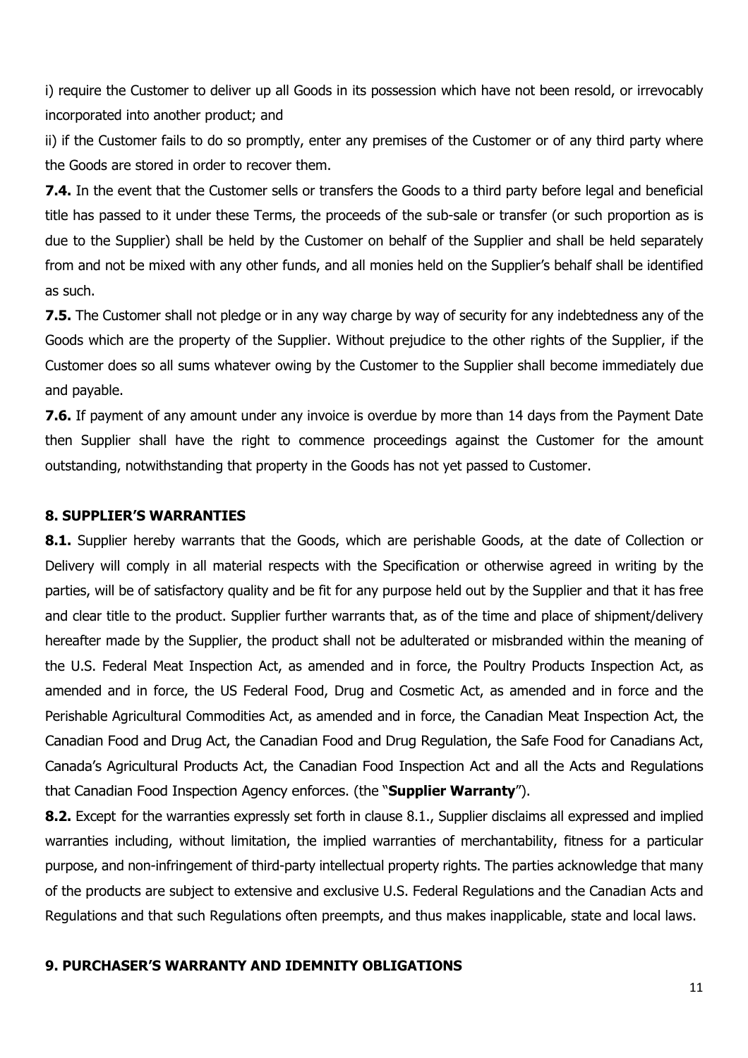i) require the Customer to deliver up all Goods in its possession which have not been resold, or irrevocably incorporated into another product; and

ii) if the Customer fails to do so promptly, enter any premises of the Customer or of any third party where the Goods are stored in order to recover them.

**7.4.** In the event that the Customer sells or transfers the Goods to a third party before legal and beneficial title has passed to it under these Terms, the proceeds of the sub-sale or transfer (or such proportion as is due to the Supplier) shall be held by the Customer on behalf of the Supplier and shall be held separately from and not be mixed with any other funds, and all monies held on the Supplier's behalf shall be identified as such.

**7.5.** The Customer shall not pledge or in any way charge by way of security for any indebtedness any of the Goods which are the property of the Supplier. Without prejudice to the other rights of the Supplier, if the Customer does so all sums whatever owing by the Customer to the Supplier shall become immediately due and payable.

**7.6.** If payment of any amount under any invoice is overdue by more than 14 days from the Payment Date then Supplier shall have the right to commence proceedings against the Customer for the amount outstanding, notwithstanding that property in the Goods has not yet passed to Customer.

### 8. SUPPLIER'S WARRANTIES

**8.1.** Supplier hereby warrants that the Goods, which are perishable Goods, at the date of Collection or Delivery will comply in all material respects with the Specification or otherwise agreed in writing by the parties, will be of satisfactory quality and be fit for any purpose held out by the Supplier and that it has free and clear title to the product. Supplier further warrants that, as of the time and place of shipment/delivery hereafter made by the Supplier, the product shall not be adulterated or misbranded within the meaning of the U.S. Federal Meat Inspection Act, as amended and in force, the Poultry Products Inspection Act, as amended and in force, the US Federal Food, Drug and Cosmetic Act, as amended and in force and the Perishable Agricultural Commodities Act, as amended and in force, the Canadian Meat Inspection Act, the Canadian Food and Drug Act, the Canadian Food and Drug Regulation, the Safe Food for Canadians Act, Canada's Agricultural Products Act, the Canadian Food Inspection Act and all the Acts and Regulations that Canadian Food Inspection Agency enforces. (the "**Supplier Warranty**").

**8.2.** Except for the warranties expressly set forth in clause 8.1., Supplier disclaims all expressed and implied warranties including, without limitation, the implied warranties of merchantability, fitness for a particular purpose, and non-infringement of third-party intellectual property rights. The parties acknowledge that many of the products are subject to extensive and exclusive U.S. Federal Regulations and the Canadian Acts and Regulations and that such Regulations often preempts, and thus makes inapplicable, state and local laws.

### 9. PURCHASER'S WARRANTY AND IDEMNITY OBLIGATIONS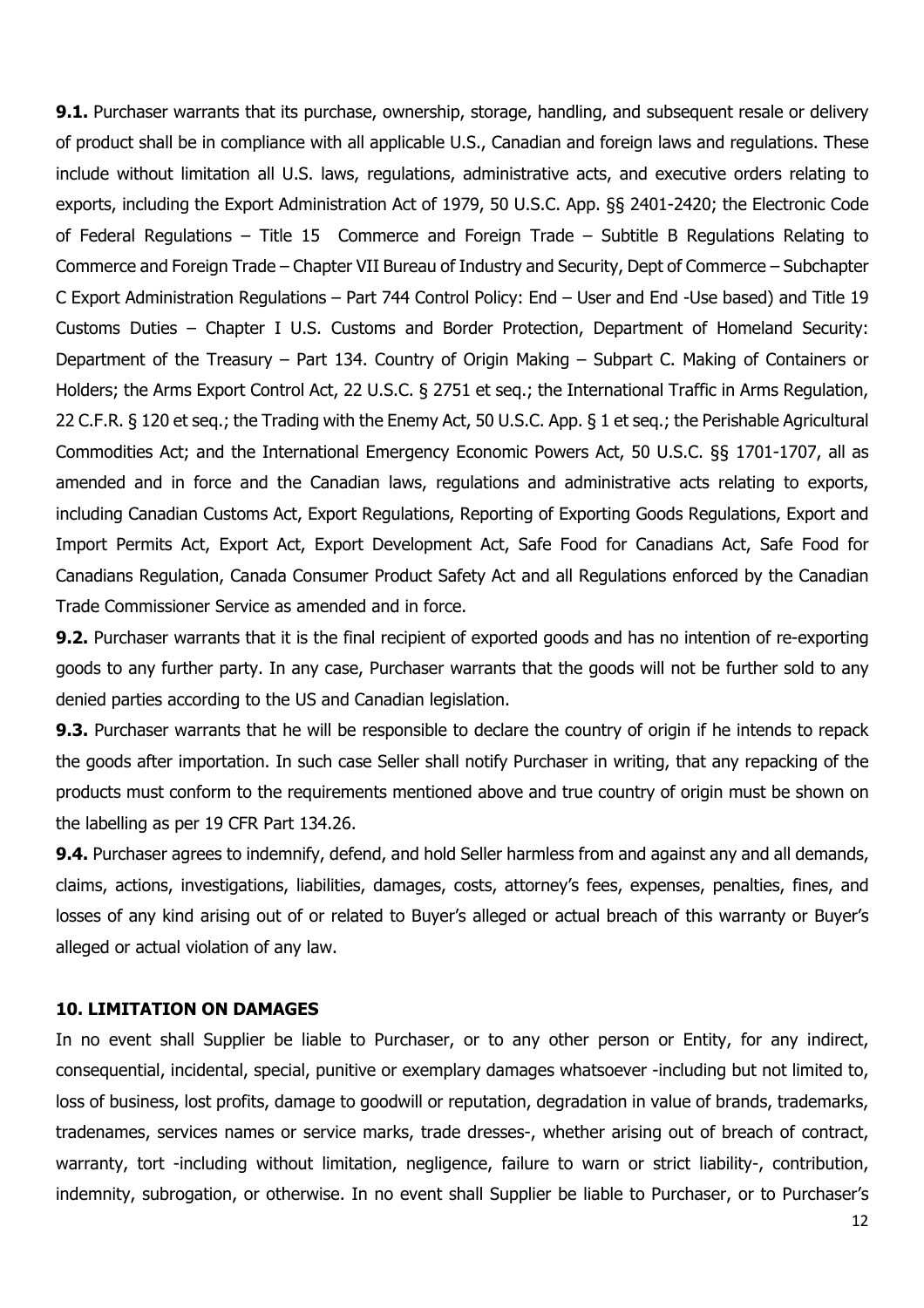**9.1.** Purchaser warrants that its purchase, ownership, storage, handling, and subsequent resale or delivery of product shall be in compliance with all applicable U.S., Canadian and foreign laws and regulations. These include without limitation all U.S. laws, regulations, administrative acts, and executive orders relating to exports, including the Export Administration Act of 1979, 50 U.S.C. App. §§ 2401-2420; the Electronic Code of Federal Regulations – Title 15 Commerce and Foreign Trade – Subtitle B Regulations Relating to Commerce and Foreign Trade – Chapter VII Bureau of Industry and Security, Dept of Commerce – Subchapter C Export Administration Regulations – Part 744 Control Policy: End – User and End -Use based) and Title 19 Customs Duties – Chapter I U.S. Customs and Border Protection, Department of Homeland Security: Department of the Treasury – Part 134. Country of Origin Making – Subpart C. Making of Containers or Holders; the Arms Export Control Act, 22 U.S.C. § 2751 et seq.; the International Traffic in Arms Regulation, 22 C.F.R. § 120 et seq.; the Trading with the Enemy Act, 50 U.S.C. App. § 1 et seq.; the Perishable Agricultural Commodities Act; and the International Emergency Economic Powers Act, 50 U.S.C. §§ 1701-1707, all as amended and in force and the Canadian laws, regulations and administrative acts relating to exports, including Canadian Customs Act, Export Regulations, Reporting of Exporting Goods Regulations, Export and Import Permits Act, Export Act, Export Development Act, Safe Food for Canadians Act, Safe Food for Canadians Regulation, Canada Consumer Product Safety Act and all Regulations enforced by the Canadian Trade Commissioner Service as amended and in force.

**9.2.** Purchaser warrants that it is the final recipient of exported goods and has no intention of re-exporting goods to any further party. In any case, Purchaser warrants that the goods will not be further sold to any denied parties according to the US and Canadian legislation.

**9.3.** Purchaser warrants that he will be responsible to declare the country of origin if he intends to repack the goods after importation. In such case Seller shall notify Purchaser in writing, that any repacking of the products must conform to the requirements mentioned above and true country of origin must be shown on the labelling as per 19 CFR Part 134.26.

**9.4.** Purchaser agrees to indemnify, defend, and hold Seller harmless from and against any and all demands, claims, actions, investigations, liabilities, damages, costs, attorney's fees, expenses, penalties, fines, and losses of any kind arising out of or related to Buyer's alleged or actual breach of this warranty or Buyer's alleged or actual violation of any law.

**10. LIMITATION ON DAMAGES**

In no event shall Supplier be liable to Purchaser, or to any other person or Entity, for any indirect, consequential, incidental, special, punitive or exemplary damages whatsoever -including but not limited to, loss of business, lost profits, damage to goodwill or reputation, degradation in value of brands, trademarks, tradenames, services names or service marks, trade dresses-, whether arising out of breach of contract, warranty, tort -including without limitation, negligence, failure to warn or strict liability-, contribution, indemnity, subrogation, or otherwise. In no event shall Supplier be liable to Purchaser, or to Purchaser's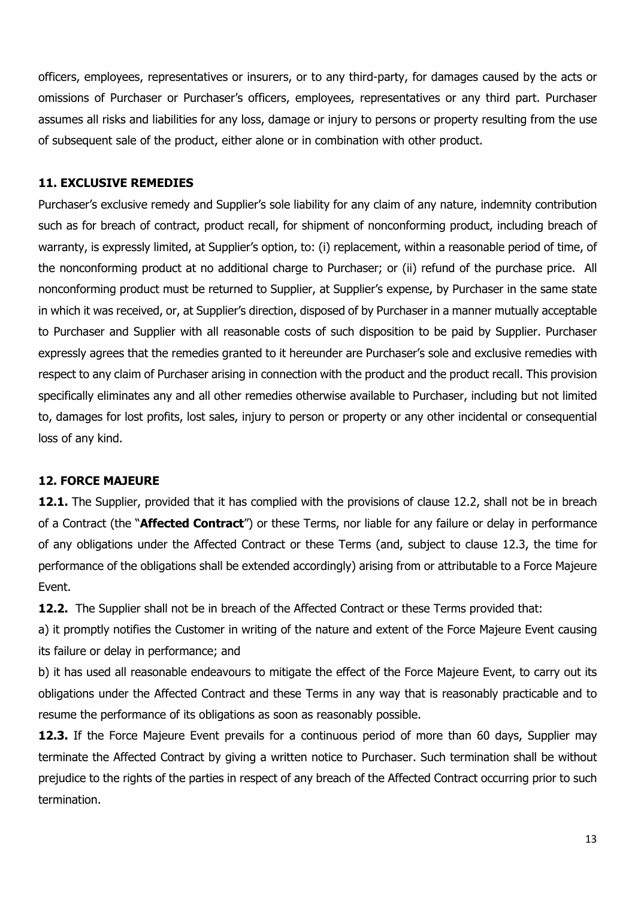officers, employees, representatives or insurers, or to any third-party, for damages caused by the acts or omissions of Purchaser or Purchaser's officers, employees, representatives or any third part. Purchaser assumes all risks and liabilities for any loss, damage or injury to persons or property resulting from the use of subsequent sale of the product, either alone or in combination with other product.

### 11. EXCLUSIVE REMEDIES

Purchaser's exclusive remedy and Supplier's sole liability for any claim of any nature, indemnity contribution such as for breach of contract, product recall, for shipment of nonconforming product, including breach of warranty, is expressly limited, at Supplier's option, to: (i) replacement, within a reasonable period of time, of the nonconforming product at no additional charge to Purchaser; or (ii) refund of the purchase price. All nonconforming product must be returned to Supplier, at Supplier's expense, by Purchaser in the same state in which it was received, or, at Supplier's direction, disposed of by Purchaser in a manner mutually acceptable to Purchaser and Supplier with all reasonable costs of such disposition to be paid by Supplier. Purchaser expressly agrees that the remedies granted to it hereunder are Purchaser's sole and exclusive remedies with respect to any claim of Purchaser arising in connection with the product and the product recall. This provision specifically eliminates any and all other remedies otherwise available to Purchaser, including but not limited to, damages for lost profits, lost sales, injury to person or property or any other incidental or consequential loss of any kind.

### 12. FORCE MAJEURE

**12.1.** The Supplier, provided that it has complied with the provisions of clause 12.2, shall not be in breach of a Contract (the "**Affected Contract**") or these Terms, nor liable for any failure or delay in performance of any obligations under the Affected Contract or these Terms (and, subject to clause 12.3, the time for performance of the obligations shall be extended accordingly) arising from or attributable to a Force Majeure Event.

**12.2.** The Supplier shall not be in breach of the Affected Contract or these Terms provided that:

a) it promptly notifies the Customer in writing of the nature and extent of the Force Majeure Event causing its failure or delay in performance; and

b) it has used all reasonable endeavours to mitigate the effect of the Force Majeure Event, to carry out its obligations under the Affected Contract and these Terms in any way that is reasonably practicable and to resume the performance of its obligations as soon as reasonably possible.

**12.3.** If the Force Majeure Event prevails for a continuous period of more than 60 days, Supplier may terminate the Affected Contract by giving a written notice to Purchaser. Such termination shall be without prejudice to the rights of the parties in respect of any breach of the Affected Contract occurring prior to such termination.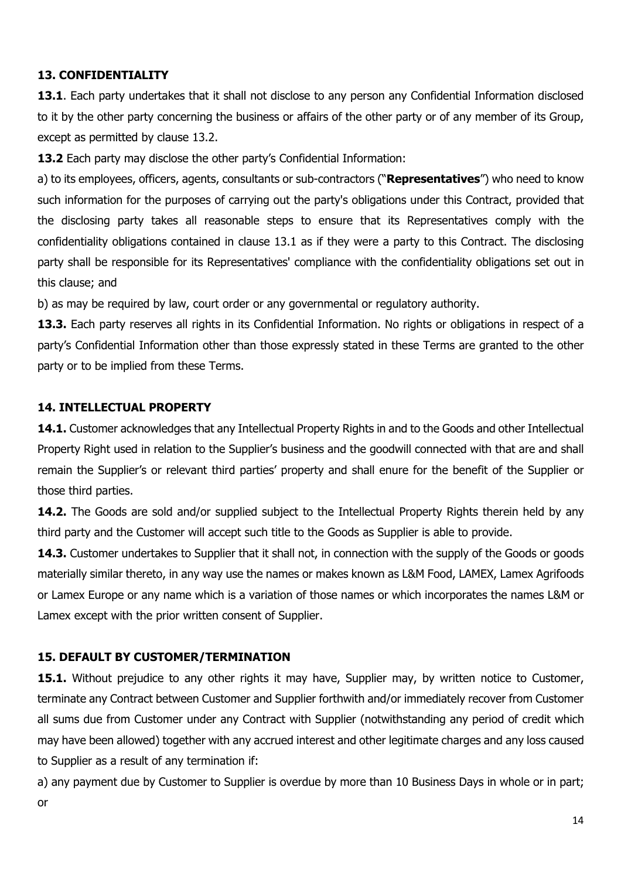## 13. CONFIDENTIALITY

**13.1**. Each party undertakes that it shall not disclose to any person any Confidential Information disclosed to it by the other party concerning the business or affairs of the other party or of any member of its Group, except as permitted by clause 13.2.

**13.2** Each party may disclose the other party's Confidential Information:

a) to its employees, officers, agents, consultants or sub-contractors ("**Representatives**") who need to know such information for the purposes of carrying out the party's obligations under this Contract, provided that the disclosing party takes all reasonable steps to ensure that its Representatives comply with the confidentiality obligations contained in clause 13.1 as if they were a party to this Contract. The disclosing party shall be responsible for its Representatives' compliance with the confidentiality obligations set out in this clause; and

b) as may be required by law, court order or any governmental or regulatory authority.

**13.3.** Each party reserves all rights in its Confidential Information. No rights or obligations in respect of a party's Confidential Information other than those expressly stated in these Terms are granted to the other party or to be implied from these Terms.

## 14. INTELLECTUAL PROPERTY

**14.1.** Customer acknowledges that any Intellectual Property Rights in and to the Goods and other Intellectual Property Right used in relation to the Supplier's business and the goodwill connected with that are and shall remain the Supplier's or relevant third parties' property and shall enure for the benefit of the Supplier or those third parties.

**14.2.** The Goods are sold and/or supplied subject to the Intellectual Property Rights therein held by any third party and the Customer will accept such title to the Goods as Supplier is able to provide.

**14.3.** Customer undertakes to Supplier that it shall not, in connection with the supply of the Goods or goods materially similar thereto, in any way use the names or makes known as L&M Food, LAMEX, Lamex Agrifoods or Lamex Europe or any name which is a variation of those names or which incorporates the names L&M or Lamex except with the prior written consent of Supplier.

## 15. DEFAULT BY CUSTOMER/TERMINATION

**15.1.** Without prejudice to any other rights it may have, Supplier may, by written notice to Customer, terminate any Contract between Customer and Supplier forthwith and/or immediately recover from Customer all sums due from Customer under any Contract with Supplier (notwithstanding any period of credit which may have been allowed) together with any accrued interest and other legitimate charges and any loss caused to Supplier as a result of any termination if:

a) any payment due by Customer to Supplier is overdue by more than 10 Business Days in whole or in part; or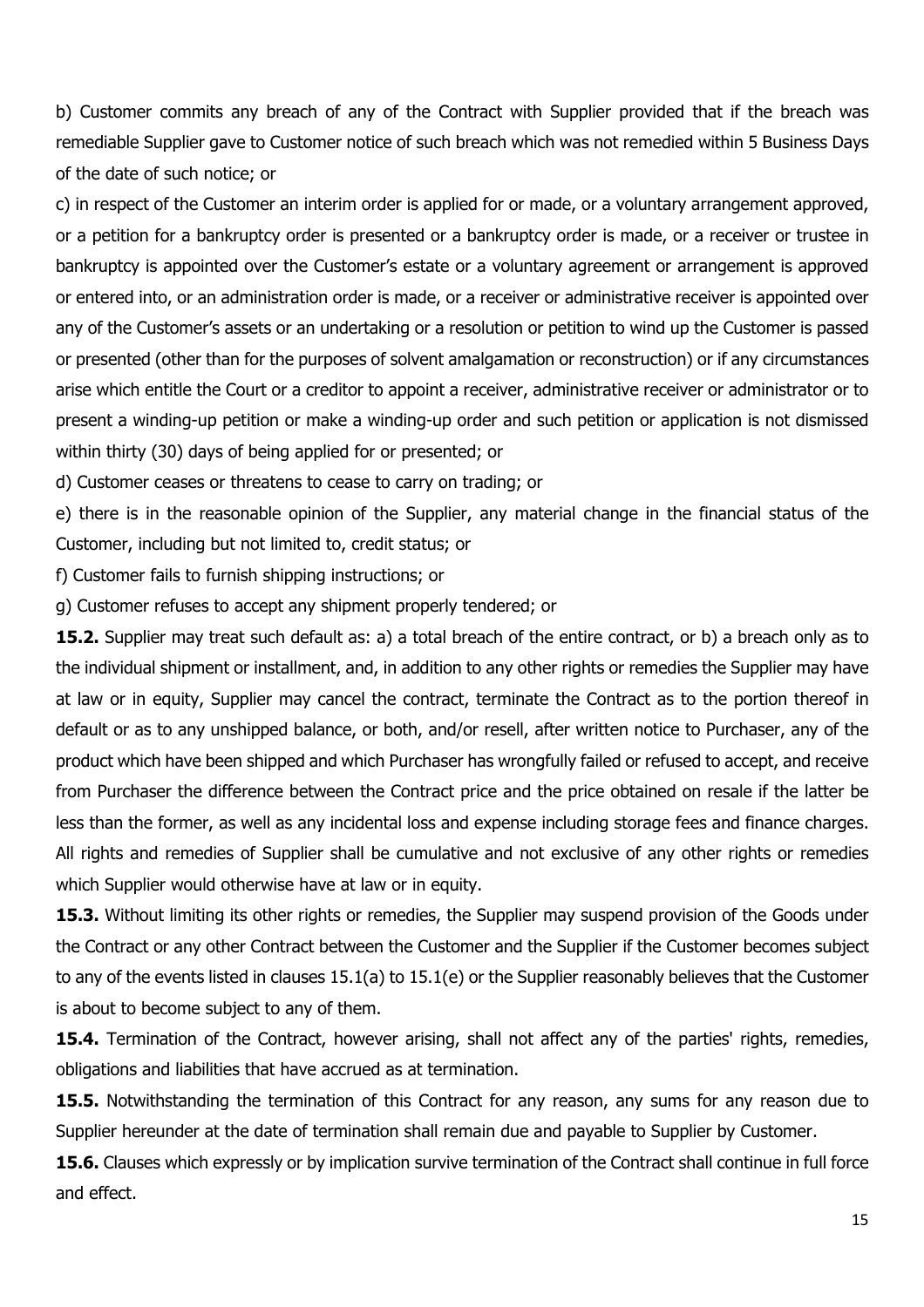b) Customer commits any breach of any of the Contract with Supplier provided that if the breach was remediable Supplier gave to Customer notice of such breach which was not remedied within 5 Business Days of the date of such notice; or

c) in respect of the Customer an interim order is applied for or made, or a voluntary arrangement approved, or a petition for a bankruptcy order is presented or a bankruptcy order is made, or a receiver or trustee in bankruptcy is appointed over the Customer's estate or a voluntary agreement or arrangement is approved or entered into, or an administration order is made, or a receiver or administrative receiver is appointed over any of the Customer's assets or an undertaking or a resolution or petition to wind up the Customer is passed or presented (other than for the purposes of solvent amalgamation or reconstruction) or if any circumstances arise which entitle the Court or a creditor to appoint a receiver, administrative receiver or administrator or to present a winding-up petition or make a winding-up order and such petition or application is not dismissed within thirty (30) days of being applied for or presented; or

d) Customer ceases or threatens to cease to carry on trading; or

e) there is in the reasonable opinion of the Supplier, any material change in the financial status of the Customer, including but not limited to, credit status; or

f) Customer fails to furnish shipping instructions; or

g) Customer refuses to accept any shipment properly tendered; or

**15.2.** Supplier may treat such default as: a) a total breach of the entire contract, or b) a breach only as to the individual shipment or installment, and, in addition to any other rights or remedies the Supplier may have at law or in equity, Supplier may cancel the contract, terminate the Contract as to the portion thereof in default or as to any unshipped balance, or both, and/or resell, after written notice to Purchaser, any of the product which have been shipped and which Purchaser has wrongfully failed or refused to accept, and receive from Purchaser the difference between the Contract price and the price obtained on resale if the latter be less than the former, as well as any incidental loss and expense including storage fees and finance charges. All rights and remedies of Supplier shall be cumulative and not exclusive of any other rights or remedies which Supplier would otherwise have at law or in equity.

**15.3.** Without limiting its other rights or remedies, the Supplier may suspend provision of the Goods under the Contract or any other Contract between the Customer and the Supplier if the Customer becomes subject to any of the events listed in clauses 15.1(a) to 15.1(e) or the Supplier reasonably believes that the Customer is about to become subject to any of them.

**15.4.** Termination of the Contract, however arising, shall not affect any of the parties' rights, remedies, obligations and liabilities that have accrued as at termination.

**15.5.** Notwithstanding the termination of this Contract for any reason, any sums for any reason due to Supplier hereunder at the date of termination shall remain due and payable to Supplier by Customer.

**15.6.** Clauses which expressly or by implication survive termination of the Contract shall continue in full force and effect.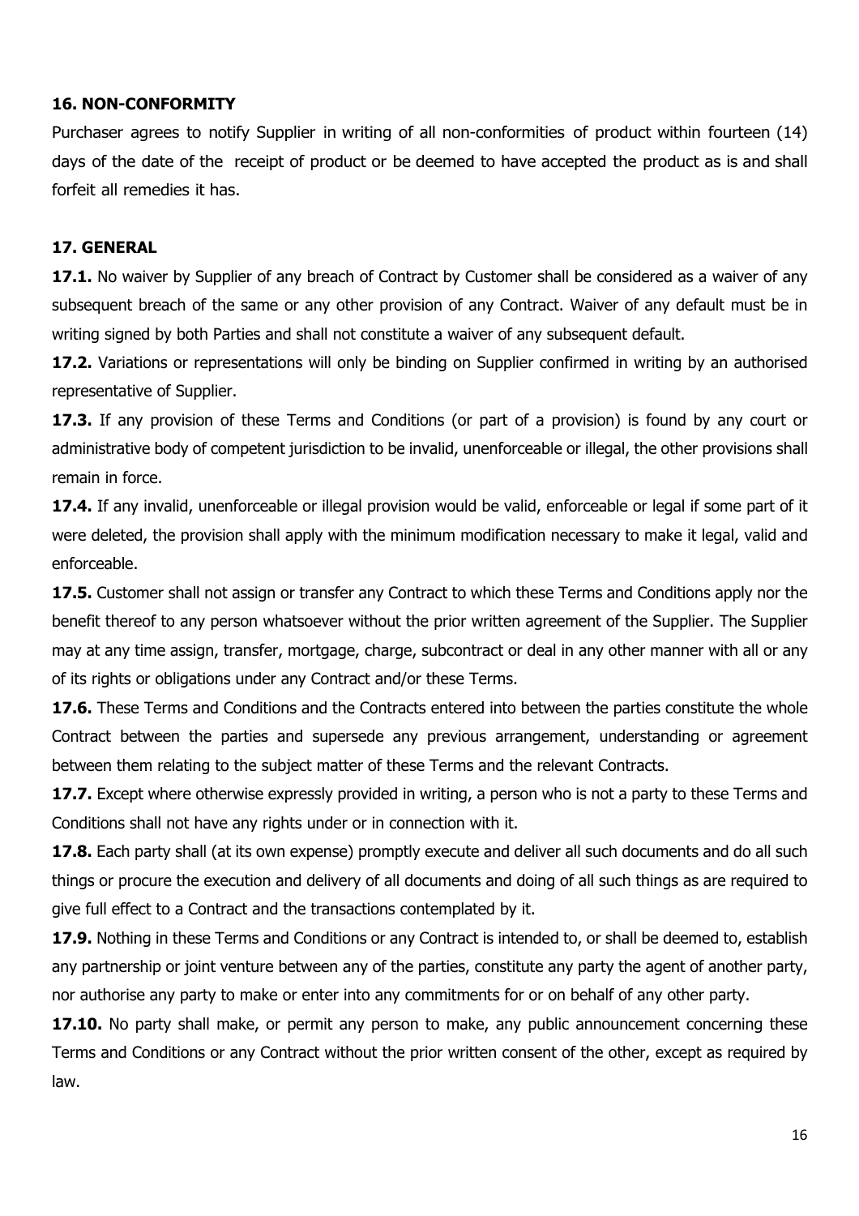### 16. NON-CONFORMITY

Purchaser agrees to notify Supplier in writing of all non-conformities of product within fourteen (14) days of the date of the receipt of product or be deemed to have accepted the product as is and shall forfeit all remedies it has.

### 17. GENERAL

**17.1.** No waiver by Supplier of any breach of Contract by Customer shall be considered as a waiver of any subsequent breach of the same or any other provision of any Contract. Waiver of any default must be in writing signed by both Parties and shall not constitute a waiver of any subsequent default.

**17.2.** Variations or representations will only be binding on Supplier confirmed in writing by an authorised representative of Supplier.

**17.3.** If any provision of these Terms and Conditions (or part of a provision) is found by any court or administrative body of competent jurisdiction to be invalid, unenforceable or illegal, the other provisions shall remain in force.

**17.4.** If any invalid, unenforceable or illegal provision would be valid, enforceable or legal if some part of it were deleted, the provision shall apply with the minimum modification necessary to make it legal, valid and enforceable.

**17.5.** Customer shall not assign or transfer any Contract to which these Terms and Conditions apply nor the benefit thereof to any person whatsoever without the prior written agreement of the Supplier. The Supplier may at any time assign, transfer, mortgage, charge, subcontract or deal in any other manner with all or any of its rights or obligations under any Contract and/or these Terms.

**17.6.** These Terms and Conditions and the Contracts entered into between the parties constitute the whole Contract between the parties and supersede any previous arrangement, understanding or agreement between them relating to the subject matter of these Terms and the relevant Contracts.

**17.7.** Except where otherwise expressly provided in writing, a person who is not a party to these Terms and Conditions shall not have any rights under or in connection with it.

**17.8.** Each party shall (at its own expense) promptly execute and deliver all such documents and do all such things or procure the execution and delivery of all documents and doing of all such things as are required to give full effect to a Contract and the transactions contemplated by it.

**17.9.** Nothing in these Terms and Conditions or any Contract is intended to, or shall be deemed to, establish any partnership or joint venture between any of the parties, constitute any party the agent of another party, nor authorise any party to make or enter into any commitments for or on behalf of any other party.

**17.10.** No party shall make, or permit any person to make, any public announcement concerning these Terms and Conditions or any Contract without the prior written consent of the other, except as required by law.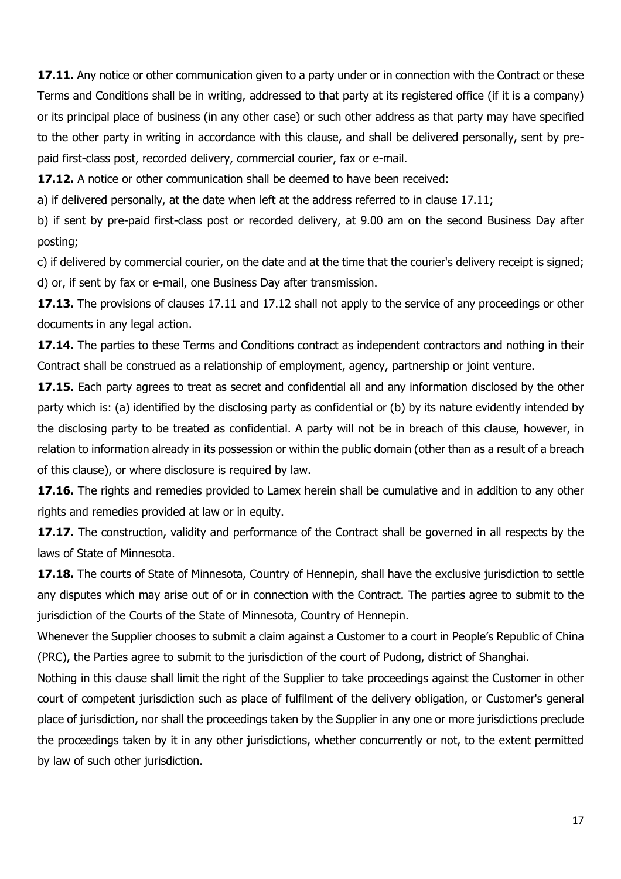**17.11.** Any notice or other communication given to a party under or in connection with the Contract or these Terms and Conditions shall be in writing, addressed to that party at its registered office (if it is a company) or its principal place of business (in any other case) or such other address as that party may have specified to the other party in writing in accordance with this clause, and shall be delivered personally, sent by pre-paid first-class post, recorded delivery, commercial courier, fax or e-mail.

**17.12.** A notice or other communication shall be deemed to have been received:

a) if delivered personally, at the date when left at the address referred to in clause 17.11;

b) if sent by pre-paid first-class post or recorded delivery, at 9.00 am on the second Business Day after posting;

c) if delivered by commercial courier, on the date and at the time that the courier's delivery receipt is signed;

d) or, if sent by fax or e-mail, one Business Day after transmission.

**17.13.** The provisions of clauses 17.11 and 17.12 shall not apply to the service of any proceedings or other documents in any legal action.

**17.14.** The parties to these Terms and Conditions contract as independent contractors and nothing in their Contract shall be construed as a relationship of employment, agency, partnership or joint venture.

**17.15.** Each party agrees to treat as secret and confidential all and any information disclosed by the other party which is: (a) identified by the disclosing party as confidential or (b) by its nature evidently intended by the disclosing party to be treated as confidential. A party will not be in breach of this clause, however, in relation to information already in its possession or within the public domain (other than as a result of a breach of this clause), or where disclosure is required by law.

**17.16.** The rights and remedies provided to Lamex herein shall be cumulative and in addition to any other rights and remedies provided at law or in equity.

**17.17.** The construction, validity and performance of the Contract shall be governed in all respects by the laws of State of Minnesota.

**17.18.** The courts of State of Minnesota, Country of Hennepin, shall have the exclusive jurisdiction to settle any disputes which may arise out of or in connection with the Contract. The parties agree to submit to the jurisdiction of the Courts of the State of Minnesota, Country of Hennepin.

Whenever the Supplier chooses to submit a claim against a Customer to a court in People's Republic of China (PRC), the Parties agree to submit to the jurisdiction of the court of Pudong, district of Shanghai.

Nothing in this clause shall limit the right of the Supplier to take proceedings against the Customer in other court of competent jurisdiction such as place of fulfilment of the delivery obligation, or Customer's general place of jurisdiction, nor shall the proceedings taken by the Supplier in any one or more jurisdictions preclude the proceedings taken by it in any other jurisdictions, whether concurrently or not, to the extent permitted by law of such other jurisdiction.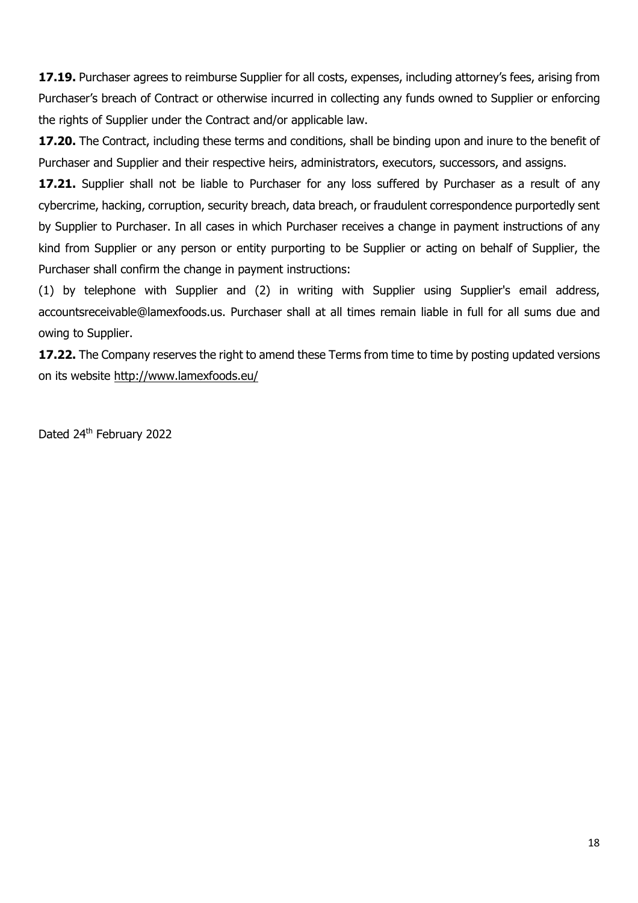**17.19.** Purchaser agrees to reimburse Supplier for all costs, expenses, including attorney's fees, arising from Purchaser's breach of Contract or otherwise incurred in collecting any funds owned to Supplier or enforcing the rights of Supplier under the Contract and/or applicable law.

**17.20.** The Contract, including these terms and conditions, shall be binding upon and inure to the benefit of Purchaser and Supplier and their respective heirs, administrators, executors, successors, and assigns.

**17.21.** Supplier shall not be liable to Purchaser for any loss suffered by Purchaser as a result of any cybercrime, hacking, corruption, security breach, data breach, or fraudulent correspondence purportedly sent by Supplier to Purchaser. In all cases in which Purchaser receives a change in payment instructions of any kind from Supplier or any person or entity purporting to be Supplier or acting on behalf of Supplier, the Purchaser shall confirm the change in payment instructions:

(1) by telephone with Supplier and (2) in writing with Supplier using Supplier's email address, accountsreceivable@lamexfoods.us. Purchaser shall at all times remain liable in full for all sums due and owing to Supplier.

**17.22.** The Company reserves the right to amend these Terms from time to time by posting updated versions on its website http://www.lamexfoods.eu/

Dated 24th February 2022